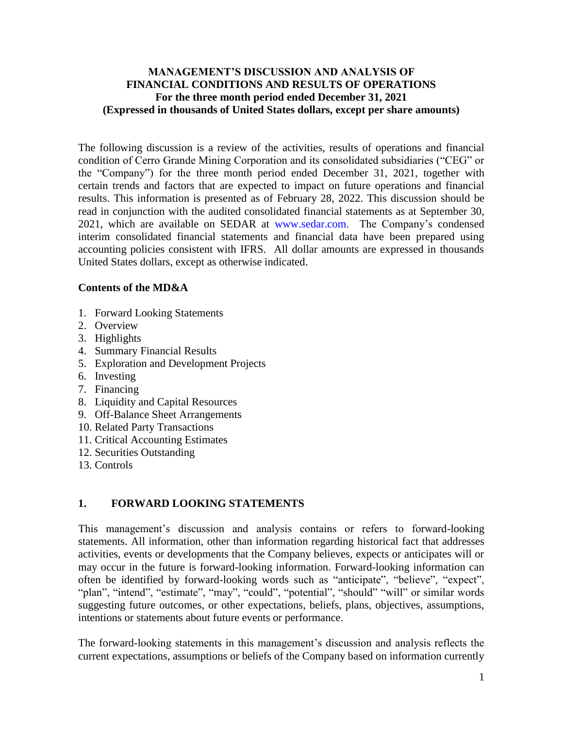# MANAGEMENT'S DISCUSSION AND ANALYSIS OF FINANCIAL CONDITIONS AND RESULTS OF OPERATIONS
**For the three month period ended December 31, 2021**
**(Expressed in thousands of United States dollars, except per share amounts)**

The following discussion is a review of the activities, results of operations and financial condition of Cerro Grande Mining Corporation and its consolidated subsidiaries ("CEG" or the "Company") for the three month period ended December 31, 2021, together with certain trends and factors that are expected to impact on future operations and financial results. This information is presented as of February 28, 2022. This discussion should be read in conjunction with the audited consolidated financial statements as at September 30, 2021, which are available on SEDAR at www.sedar.com. The Company's condensed interim consolidated financial statements and financial data have been prepared using accounting policies consistent with IFRS. All dollar amounts are expressed in thousands United States dollars, except as otherwise indicated.

### Contents of the MD&A

1. Forward Looking Statements
2. Overview
3. Highlights
4. Summary Financial Results
5. Exploration and Development Projects
6. Investing
7. Financing
8. Liquidity and Capital Resources
9. Off-Balance Sheet Arrangements
10. Related Party Transactions
11. Critical Accounting Estimates
12. Securities Outstanding
13. Controls

## 1. FORWARD LOOKING STATEMENTS

This management's discussion and analysis contains or refers to forward-looking statements. All information, other than information regarding historical fact that addresses activities, events or developments that the Company believes, expects or anticipates will or may occur in the future is forward-looking information. Forward-looking information can often be identified by forward-looking words such as "anticipate", "believe", "expect", "plan", "intend", "estimate", "may", "could", "potential", "should" "will" or similar words suggesting future outcomes, or other expectations, beliefs, plans, objectives, assumptions, intentions or statements about future events or performance.

The forward-looking statements in this management's discussion and analysis reflects the current expectations, assumptions or beliefs of the Company based on information currently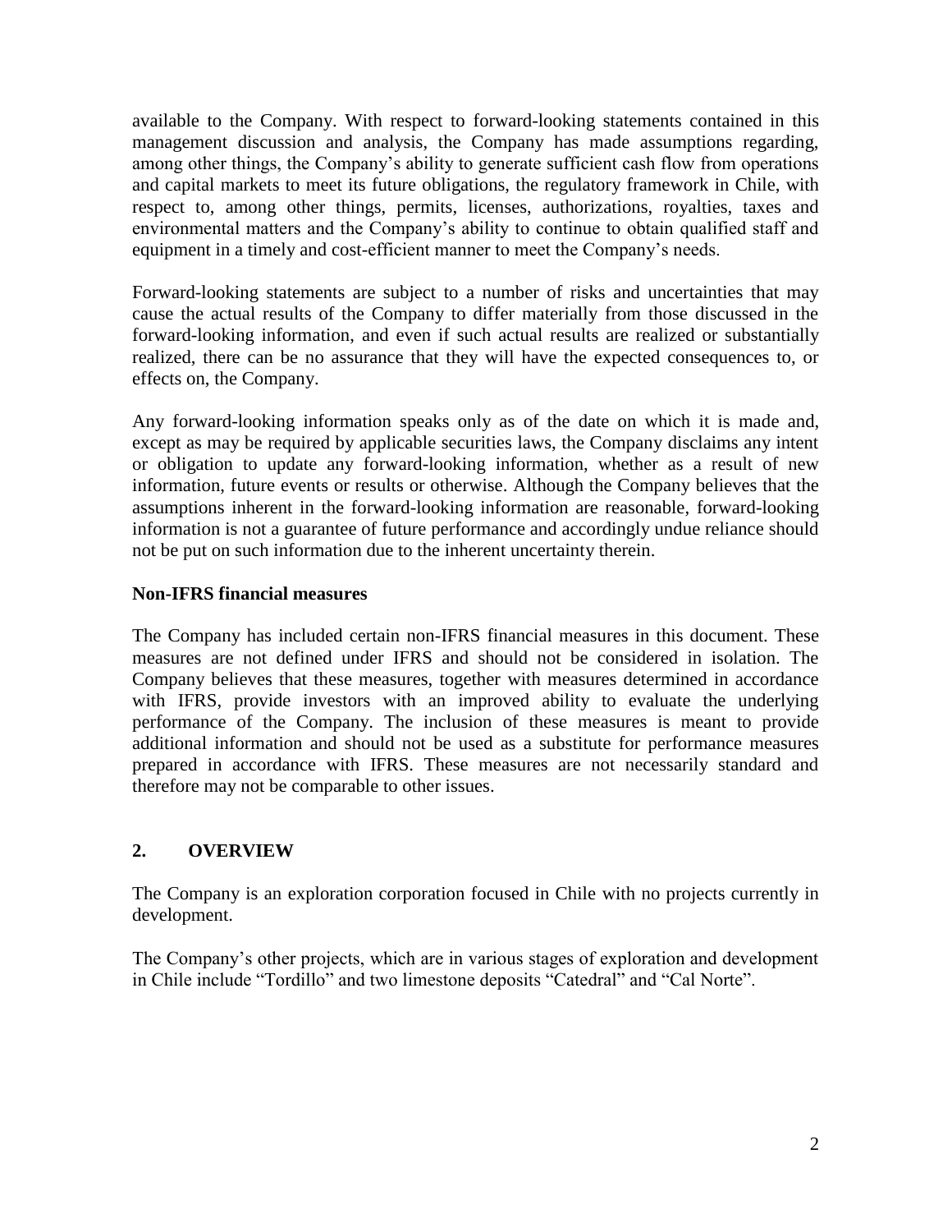available to the Company. With respect to forward-looking statements contained in this management discussion and analysis, the Company has made assumptions regarding, among other things, the Company's ability to generate sufficient cash flow from operations and capital markets to meet its future obligations, the regulatory framework in Chile, with respect to, among other things, permits, licenses, authorizations, royalties, taxes and environmental matters and the Company's ability to continue to obtain qualified staff and equipment in a timely and cost-efficient manner to meet the Company's needs.

Forward-looking statements are subject to a number of risks and uncertainties that may cause the actual results of the Company to differ materially from those discussed in the forward-looking information, and even if such actual results are realized or substantially realized, there can be no assurance that they will have the expected consequences to, or effects on, the Company.

Any forward-looking information speaks only as of the date on which it is made and, except as may be required by applicable securities laws, the Company disclaims any intent or obligation to update any forward-looking information, whether as a result of new information, future events or results or otherwise. Although the Company believes that the assumptions inherent in the forward-looking information are reasonable, forward-looking information is not a guarantee of future performance and accordingly undue reliance should not be put on such information due to the inherent uncertainty therein.

**Non-IFRS financial measures**

The Company has included certain non-IFRS financial measures in this document. These measures are not defined under IFRS and should not be considered in isolation. The Company believes that these measures, together with measures determined in accordance with IFRS, provide investors with an improved ability to evaluate the underlying performance of the Company. The inclusion of these measures is meant to provide additional information and should not be used as a substitute for performance measures prepared in accordance with IFRS. These measures are not necessarily standard and therefore may not be comparable to other issues.

## 2. OVERVIEW

The Company is an exploration corporation focused in Chile with no projects currently in development.

The Company's other projects, which are in various stages of exploration and development in Chile include "Tordillo" and two limestone deposits "Catedral" and "Cal Norte".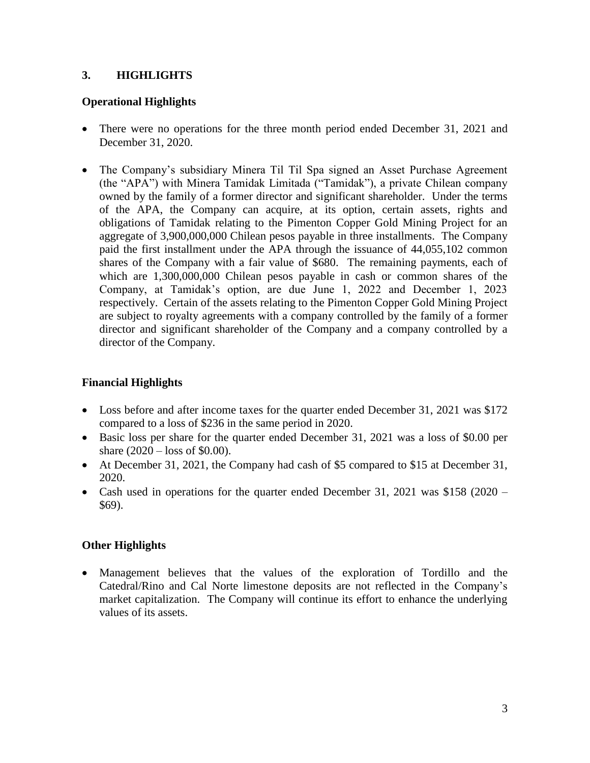## 3. HIGHLIGHTS

### Operational Highlights

- There were no operations for the three month period ended December 31, 2021 and December 31, 2020.
- The Company's subsidiary Minera Til Til Spa signed an Asset Purchase Agreement (the "APA") with Minera Tamidak Limitada ("Tamidak"), a private Chilean company owned by the family of a former director and significant shareholder. Under the terms of the APA, the Company can acquire, at its option, certain assets, rights and obligations of Tamidak relating to the Pimenton Copper Gold Mining Project for an aggregate of 3,900,000,000 Chilean pesos payable in three installments. The Company paid the first installment under the APA through the issuance of 44,055,102 common shares of the Company with a fair value of $680. The remaining payments, each of which are 1,300,000,000 Chilean pesos payable in cash or common shares of the Company, at Tamidak's option, are due June 1, 2022 and December 1, 2023 respectively. Certain of the assets relating to the Pimenton Copper Gold Mining Project are subject to royalty agreements with a company controlled by the family of a former director and significant shareholder of the Company and a company controlled by a director of the Company.

### Financial Highlights

- Loss before and after income taxes for the quarter ended December 31, 2021 was $172 compared to a loss of $236 in the same period in 2020.
- Basic loss per share for the quarter ended December 31, 2021 was a loss of $0.00 per share (2020 – loss of $0.00).
- At December 31, 2021, the Company had cash of $5 compared to $15 at December 31, 2020.
- Cash used in operations for the quarter ended December 31, 2021 was $158 (2020 – $69).

### Other Highlights

- Management believes that the values of the exploration of Tordillo and the Catedral/Rino and Cal Norte limestone deposits are not reflected in the Company's market capitalization. The Company will continue its effort to enhance the underlying values of its assets.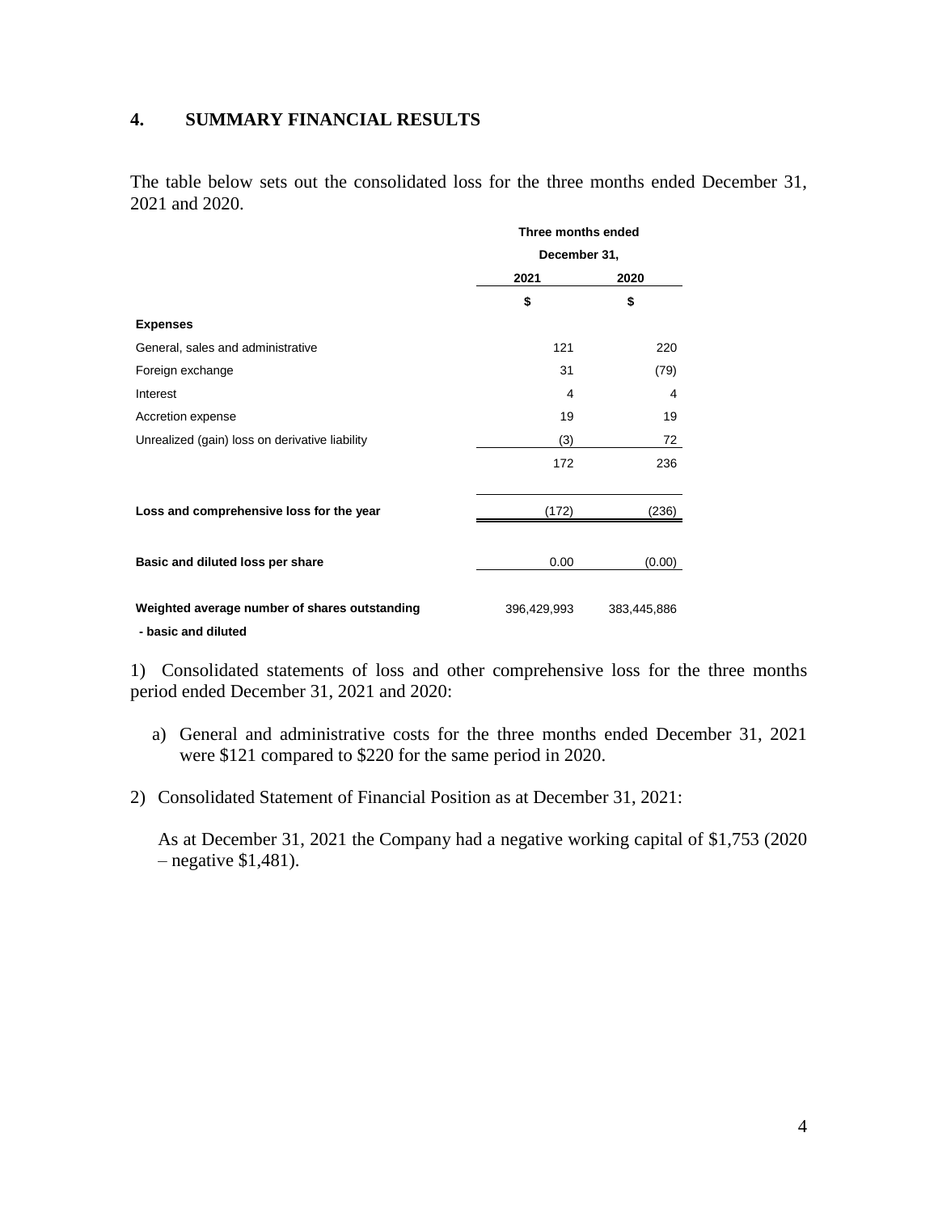## 4. SUMMARY FINANCIAL RESULTS

The table below sets out the consolidated loss for the three months ended December 31, 2021 and 2020.

| | Three months ended December 31, | |
|---|---|---|
| | 2021 | 2020 |
| | $ | $ |
| **Expenses** | | |
| General, sales and administrative | 121 | 220 |
| Foreign exchange | 31 | (79) |
| Interest | 4 | 4 |
| Accretion expense | 19 | 19 |
| Unrealized (gain) loss on derivative liability | (3) | 72 |
| | 172 | 236 |
| **Loss and comprehensive loss for the year** | (172) | (236) |
| **Basic and diluted loss per share** | 0.00 | (0.00) |
| **Weighted average number of shares outstanding - basic and diluted** | 396,429,993 | 383,445,886 |

1) Consolidated statements of loss and other comprehensive loss for the three months period ended December 31, 2021 and 2020:

   a) General and administrative costs for the three months ended December 31, 2021 were $121 compared to $220 for the same period in 2020.

2) Consolidated Statement of Financial Position as at December 31, 2021:

   As at December 31, 2021 the Company had a negative working capital of $1,753 (2020 – negative $1,481).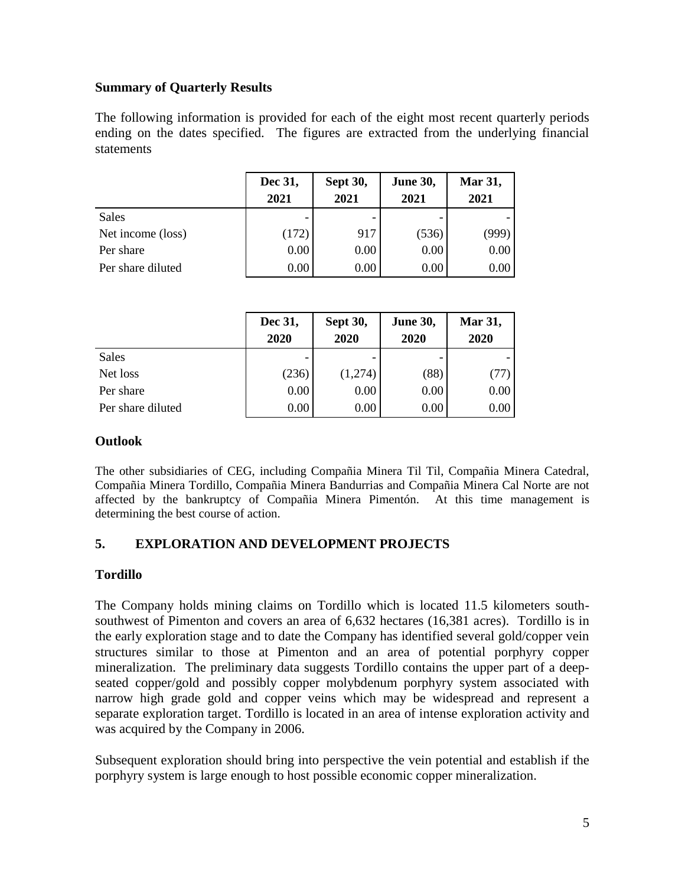## Summary of Quarterly Results

The following information is provided for each of the eight most recent quarterly periods ending on the dates specified. The figures are extracted from the underlying financial statements

| | Dec 31, 2021 | Sept 30, 2021 | June 30, 2021 | Mar 31, 2021 |
|---|---|---|---|---|
| Sales | - | - | - | - |
| Net income (loss) | (172) | 917 | (536) | (999) |
| Per share | 0.00 | 0.00 | 0.00 | 0.00 |
| Per share diluted | 0.00 | 0.00 | 0.00 | 0.00 |

| | Dec 31, 2020 | Sept 30, 2020 | June 30, 2020 | Mar 31, 2020 |
|---|---|---|---|---|
| Sales | - | - | - | - |
| Net loss | (236) | (1,274) | (88) | (77) |
| Per share | 0.00 | 0.00 | 0.00 | 0.00 |
| Per share diluted | 0.00 | 0.00 | 0.00 | 0.00 |

## Outlook

The other subsidiaries of CEG, including Compañia Minera Til Til, Compañia Minera Catedral, Compañia Minera Tordillo, Compañia Minera Bandurrias and Compañia Minera Cal Norte are not affected by the bankruptcy of Compañia Minera Pimentón. At this time management is determining the best course of action.

## 5. EXPLORATION AND DEVELOPMENT PROJECTS

### Tordillo

The Company holds mining claims on Tordillo which is located 11.5 kilometers south-southwest of Pimenton and covers an area of 6,632 hectares (16,381 acres). Tordillo is in the early exploration stage and to date the Company has identified several gold/copper vein structures similar to those at Pimenton and an area of potential porphyry copper mineralization. The preliminary data suggests Tordillo contains the upper part of a deep-seated copper/gold and possibly copper molybdenum porphyry system associated with narrow high grade gold and copper veins which may be widespread and represent a separate exploration target. Tordillo is located in an area of intense exploration activity and was acquired by the Company in 2006.

Subsequent exploration should bring into perspective the vein potential and establish if the porphyry system is large enough to host possible economic copper mineralization.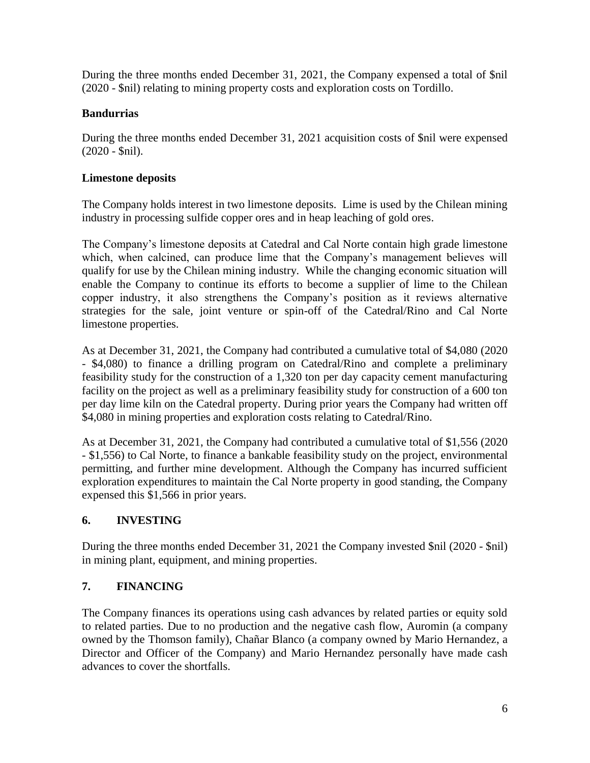During the three months ended December 31, 2021, the Company expensed a total of $nil (2020 - $nil) relating to mining property costs and exploration costs on Tordillo.

### Bandurrias

During the three months ended December 31, 2021 acquisition costs of $nil were expensed (2020 - $nil).

### Limestone deposits

The Company holds interest in two limestone deposits. Lime is used by the Chilean mining industry in processing sulfide copper ores and in heap leaching of gold ores.

The Company's limestone deposits at Catedral and Cal Norte contain high grade limestone which, when calcined, can produce lime that the Company's management believes will qualify for use by the Chilean mining industry. While the changing economic situation will enable the Company to continue its efforts to become a supplier of lime to the Chilean copper industry, it also strengthens the Company's position as it reviews alternative strategies for the sale, joint venture or spin-off of the Catedral/Rino and Cal Norte limestone properties.

As at December 31, 2021, the Company had contributed a cumulative total of $4,080 (2020 - $4,080) to finance a drilling program on Catedral/Rino and complete a preliminary feasibility study for the construction of a 1,320 ton per day capacity cement manufacturing facility on the project as well as a preliminary feasibility study for construction of a 600 ton per day lime kiln on the Catedral property. During prior years the Company had written off $4,080 in mining properties and exploration costs relating to Catedral/Rino.

As at December 31, 2021, the Company had contributed a cumulative total of $1,556 (2020 - $1,556) to Cal Norte, to finance a bankable feasibility study on the project, environmental permitting, and further mine development. Although the Company has incurred sufficient exploration expenditures to maintain the Cal Norte property in good standing, the Company expensed this $1,566 in prior years.

## 6. INVESTING

During the three months ended December 31, 2021 the Company invested $nil (2020 - $nil) in mining plant, equipment, and mining properties.

## 7. FINANCING

The Company finances its operations using cash advances by related parties or equity sold to related parties. Due to no production and the negative cash flow, Auromin (a company owned by the Thomson family), Chañar Blanco (a company owned by Mario Hernandez, a Director and Officer of the Company) and Mario Hernandez personally have made cash advances to cover the shortfalls.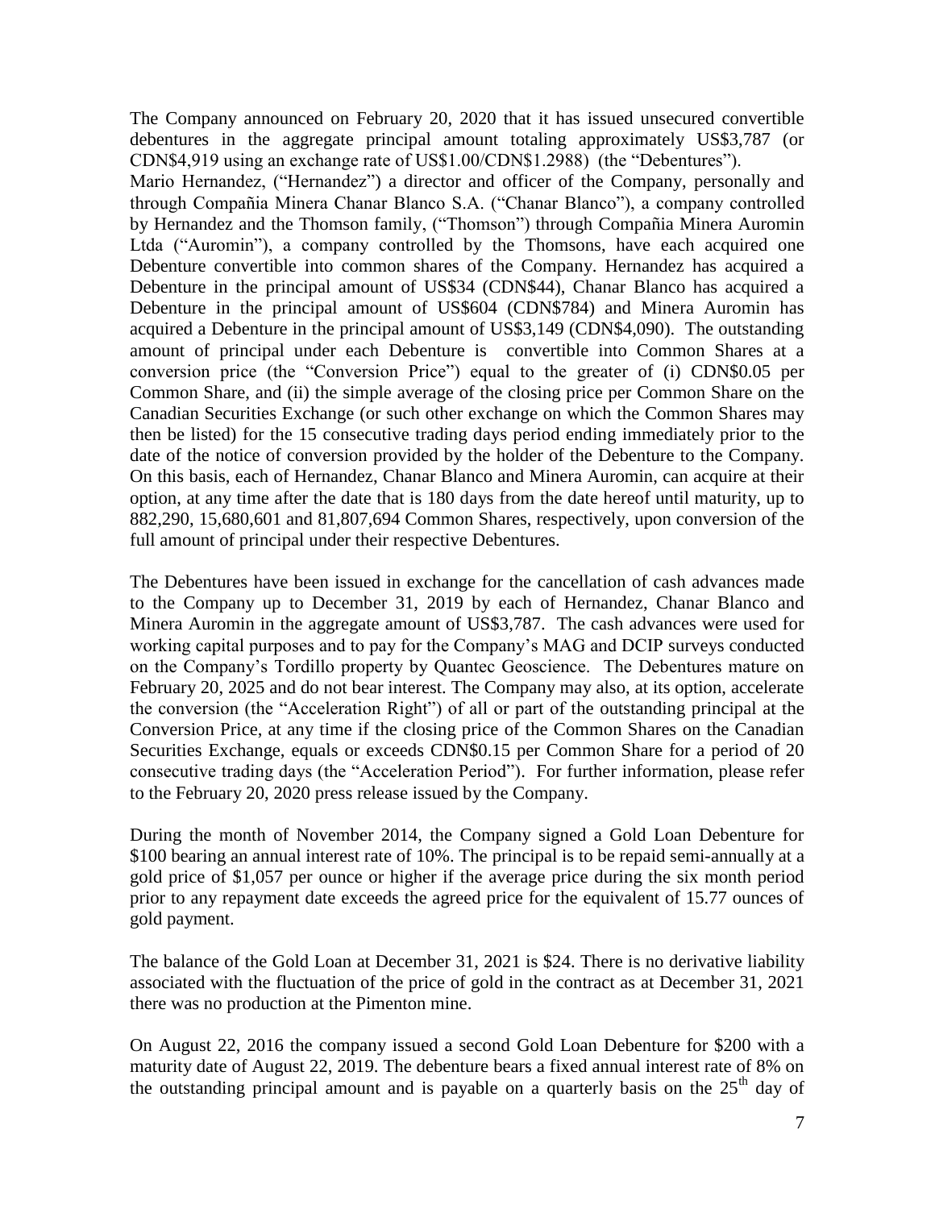The Company announced on February 20, 2020 that it has issued unsecured convertible debentures in the aggregate principal amount totaling approximately US$3,787 (or CDN$4,919 using an exchange rate of US$1.00/CDN$1.2988) (the "Debentures").
Mario Hernandez, ("Hernandez") a director and officer of the Company, personally and through Compañia Minera Chanar Blanco S.A. ("Chanar Blanco"), a company controlled by Hernandez and the Thomson family, ("Thomson") through Compañia Minera Auromin Ltda ("Auromin"), a company controlled by the Thomsons, have each acquired one Debenture convertible into common shares of the Company. Hernandez has acquired a Debenture in the principal amount of US$34 (CDN$44), Chanar Blanco has acquired a Debenture in the principal amount of US$604 (CDN$784) and Minera Auromin has acquired a Debenture in the principal amount of US$3,149 (CDN$4,090). The outstanding amount of principal under each Debenture is convertible into Common Shares at a conversion price (the "Conversion Price") equal to the greater of (i) CDN$0.05 per Common Share, and (ii) the simple average of the closing price per Common Share on the Canadian Securities Exchange (or such other exchange on which the Common Shares may then be listed) for the 15 consecutive trading days period ending immediately prior to the date of the notice of conversion provided by the holder of the Debenture to the Company. On this basis, each of Hernandez, Chanar Blanco and Minera Auromin, can acquire at their option, at any time after the date that is 180 days from the date hereof until maturity, up to 882,290, 15,680,601 and 81,807,694 Common Shares, respectively, upon conversion of the full amount of principal under their respective Debentures.

The Debentures have been issued in exchange for the cancellation of cash advances made to the Company up to December 31, 2019 by each of Hernandez, Chanar Blanco and Minera Auromin in the aggregate amount of US$3,787. The cash advances were used for working capital purposes and to pay for the Company's MAG and DCIP surveys conducted on the Company's Tordillo property by Quantec Geoscience. The Debentures mature on February 20, 2025 and do not bear interest. The Company may also, at its option, accelerate the conversion (the "Acceleration Right") of all or part of the outstanding principal at the Conversion Price, at any time if the closing price of the Common Shares on the Canadian Securities Exchange, equals or exceeds CDN$0.15 per Common Share for a period of 20 consecutive trading days (the "Acceleration Period"). For further information, please refer to the February 20, 2020 press release issued by the Company.

During the month of November 2014, the Company signed a Gold Loan Debenture for $100 bearing an annual interest rate of 10%. The principal is to be repaid semi-annually at a gold price of $1,057 per ounce or higher if the average price during the six month period prior to any repayment date exceeds the agreed price for the equivalent of 15.77 ounces of gold payment.

The balance of the Gold Loan at December 31, 2021 is $24. There is no derivative liability associated with the fluctuation of the price of gold in the contract as at December 31, 2021 there was no production at the Pimenton mine.

On August 22, 2016 the company issued a second Gold Loan Debenture for $200 with a maturity date of August 22, 2019. The debenture bears a fixed annual interest rate of 8% on the outstanding principal amount and is payable on a quarterly basis on the 25th day of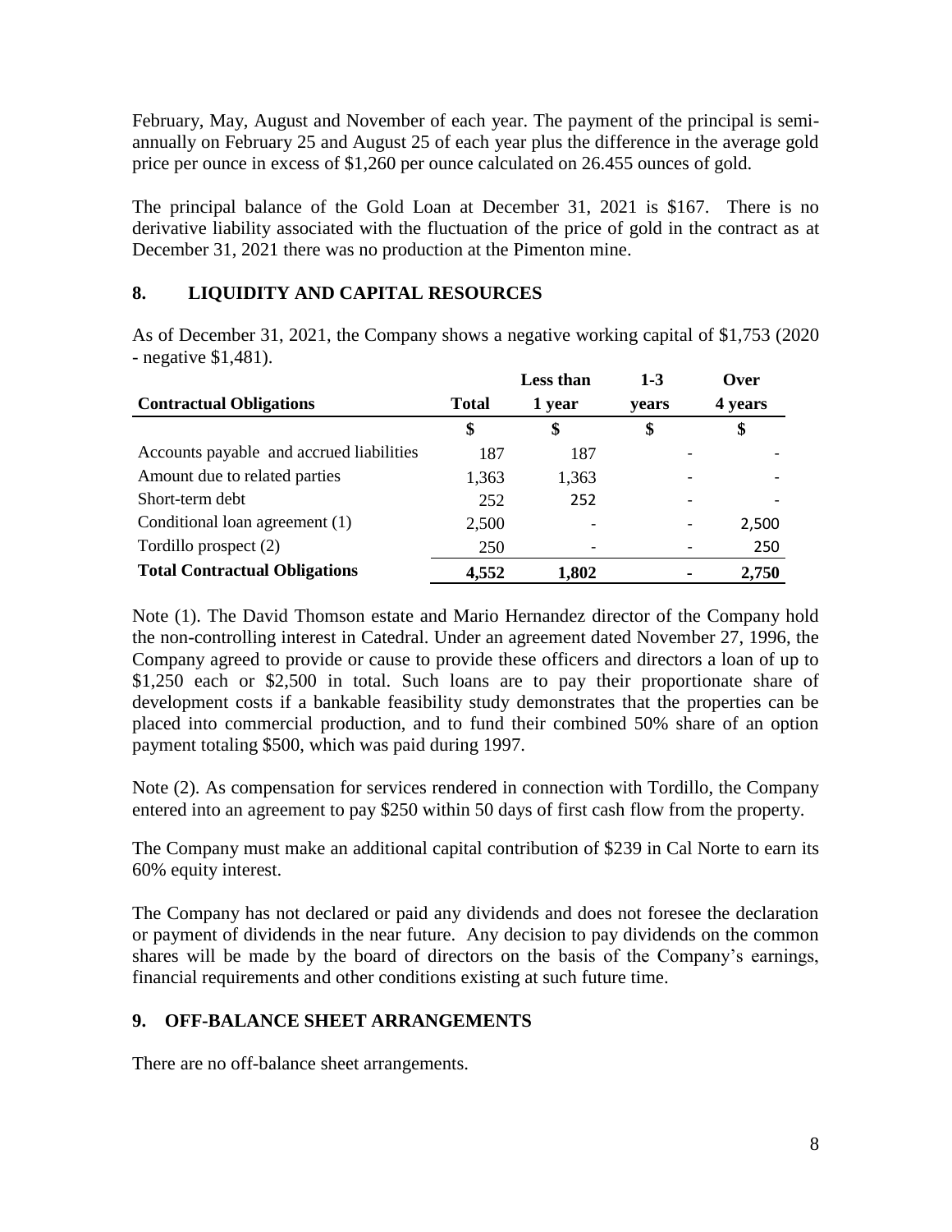February, May, August and November of each year. The payment of the principal is semi-annually on February 25 and August 25 of each year plus the difference in the average gold price per ounce in excess of $1,260 per ounce calculated on 26.455 ounces of gold.

The principal balance of the Gold Loan at December 31, 2021 is $167. There is no derivative liability associated with the fluctuation of the price of gold in the contract as at December 31, 2021 there was no production at the Pimenton mine.

## 8. LIQUIDITY AND CAPITAL RESOURCES

As of December 31, 2021, the Company shows a negative working capital of $1,753 (2020 - negative $1,481).

| Contractual Obligations | Total | Less than 1 year | 1-3 years | Over 4 years |
|---|---|---|---|---|
| | $ | $ | $ | $ |
| Accounts payable and accrued liabilities | 187 | 187 | - | - |
| Amount due to related parties | 1,363 | 1,363 | - | - |
| Short-term debt | 252 | 252 | - | - |
| Conditional loan agreement (1) | 2,500 | - | - | 2,500 |
| Tordillo prospect (2) | 250 | - | - | 250 |
| **Total Contractual Obligations** | **4,552** | **1,802** | **-** | **2,750** |

Note (1). The David Thomson estate and Mario Hernandez director of the Company hold the non-controlling interest in Catedral. Under an agreement dated November 27, 1996, the Company agreed to provide or cause to provide these officers and directors a loan of up to $1,250 each or $2,500 in total. Such loans are to pay their proportionate share of development costs if a bankable feasibility study demonstrates that the properties can be placed into commercial production, and to fund their combined 50% share of an option payment totaling $500, which was paid during 1997.

Note (2). As compensation for services rendered in connection with Tordillo, the Company entered into an agreement to pay $250 within 50 days of first cash flow from the property.

The Company must make an additional capital contribution of $239 in Cal Norte to earn its 60% equity interest.

The Company has not declared or paid any dividends and does not foresee the declaration or payment of dividends in the near future. Any decision to pay dividends on the common shares will be made by the board of directors on the basis of the Company's earnings, financial requirements and other conditions existing at such future time.

## 9. OFF-BALANCE SHEET ARRANGEMENTS

There are no off-balance sheet arrangements.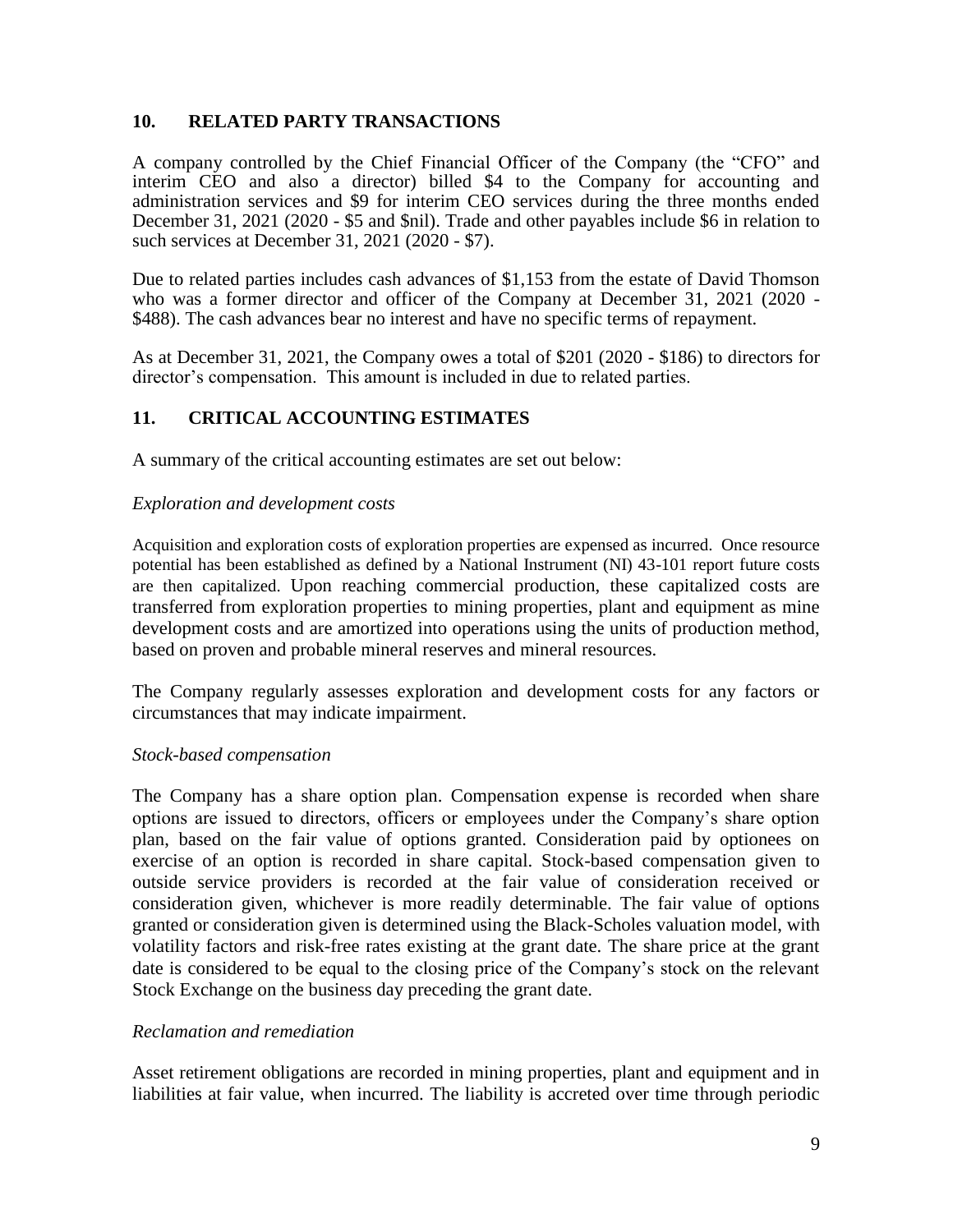## 10. RELATED PARTY TRANSACTIONS

A company controlled by the Chief Financial Officer of the Company (the "CFO" and interim CEO and also a director) billed $4 to the Company for accounting and administration services and $9 for interim CEO services during the three months ended December 31, 2021 (2020 - $5 and $nil). Trade and other payables include $6 in relation to such services at December 31, 2021 (2020 - $7).

Due to related parties includes cash advances of $1,153 from the estate of David Thomson who was a former director and officer of the Company at December 31, 2021 (2020 - $488). The cash advances bear no interest and have no specific terms of repayment.

As at December 31, 2021, the Company owes a total of $201 (2020 - $186) to directors for director's compensation. This amount is included in due to related parties.

## 11. CRITICAL ACCOUNTING ESTIMATES

A summary of the critical accounting estimates are set out below:

*Exploration and development costs*

Acquisition and exploration costs of exploration properties are expensed as incurred. Once resource potential has been established as defined by a National Instrument (NI) 43-101 report future costs are then capitalized. Upon reaching commercial production, these capitalized costs are transferred from exploration properties to mining properties, plant and equipment as mine development costs and are amortized into operations using the units of production method, based on proven and probable mineral reserves and mineral resources.

The Company regularly assesses exploration and development costs for any factors or circumstances that may indicate impairment.

*Stock-based compensation*

The Company has a share option plan. Compensation expense is recorded when share options are issued to directors, officers or employees under the Company's share option plan, based on the fair value of options granted. Consideration paid by optionees on exercise of an option is recorded in share capital. Stock-based compensation given to outside service providers is recorded at the fair value of consideration received or consideration given, whichever is more readily determinable. The fair value of options granted or consideration given is determined using the Black-Scholes valuation model, with volatility factors and risk-free rates existing at the grant date. The share price at the grant date is considered to be equal to the closing price of the Company's stock on the relevant Stock Exchange on the business day preceding the grant date.

*Reclamation and remediation*

Asset retirement obligations are recorded in mining properties, plant and equipment and in liabilities at fair value, when incurred. The liability is accreted over time through periodic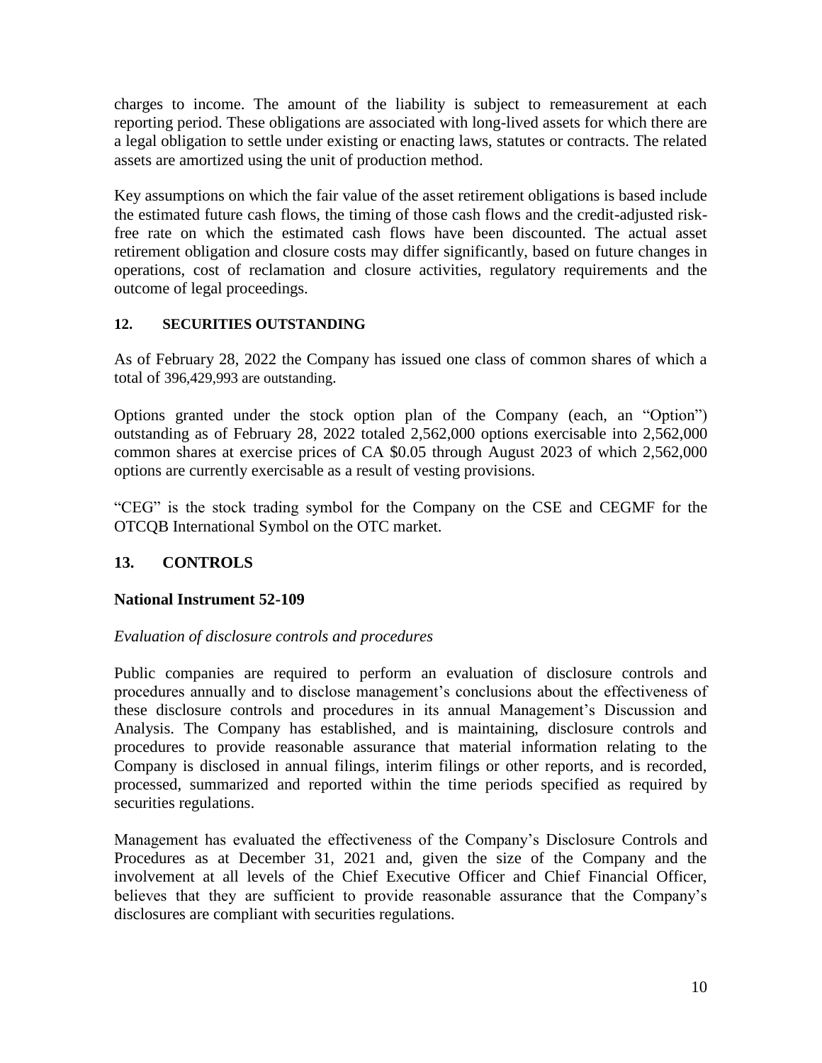charges to income. The amount of the liability is subject to remeasurement at each reporting period. These obligations are associated with long-lived assets for which there are a legal obligation to settle under existing or enacting laws, statutes or contracts. The related assets are amortized using the unit of production method.

Key assumptions on which the fair value of the asset retirement obligations is based include the estimated future cash flows, the timing of those cash flows and the credit-adjusted risk-free rate on which the estimated cash flows have been discounted. The actual asset retirement obligation and closure costs may differ significantly, based on future changes in operations, cost of reclamation and closure activities, regulatory requirements and the outcome of legal proceedings.

## 12. SECURITIES OUTSTANDING

As of February 28, 2022 the Company has issued one class of common shares of which a total of 396,429,993 are outstanding.

Options granted under the stock option plan of the Company (each, an "Option") outstanding as of February 28, 2022 totaled 2,562,000 options exercisable into 2,562,000 common shares at exercise prices of CA $0.05 through August 2023 of which 2,562,000 options are currently exercisable as a result of vesting provisions.

"CEG" is the stock trading symbol for the Company on the CSE and CEGMF for the OTCQB International Symbol on the OTC market.

## 13. CONTROLS

### National Instrument 52-109

*Evaluation of disclosure controls and procedures*

Public companies are required to perform an evaluation of disclosure controls and procedures annually and to disclose management's conclusions about the effectiveness of these disclosure controls and procedures in its annual Management's Discussion and Analysis. The Company has established, and is maintaining, disclosure controls and procedures to provide reasonable assurance that material information relating to the Company is disclosed in annual filings, interim filings or other reports, and is recorded, processed, summarized and reported within the time periods specified as required by securities regulations.

Management has evaluated the effectiveness of the Company's Disclosure Controls and Procedures as at December 31, 2021 and, given the size of the Company and the involvement at all levels of the Chief Executive Officer and Chief Financial Officer, believes that they are sufficient to provide reasonable assurance that the Company's disclosures are compliant with securities regulations.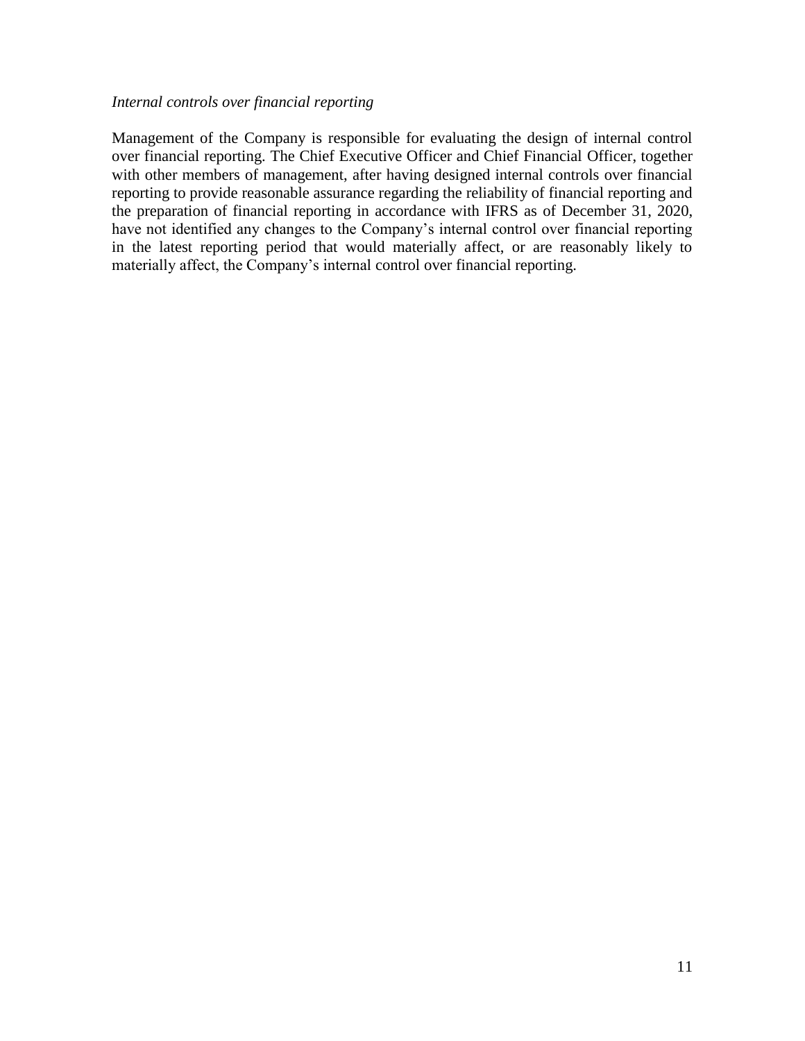*Internal controls over financial reporting*

Management of the Company is responsible for evaluating the design of internal control over financial reporting. The Chief Executive Officer and Chief Financial Officer, together with other members of management, after having designed internal controls over financial reporting to provide reasonable assurance regarding the reliability of financial reporting and the preparation of financial reporting in accordance with IFRS as of December 31, 2020, have not identified any changes to the Company's internal control over financial reporting in the latest reporting period that would materially affect, or are reasonably likely to materially affect, the Company's internal control over financial reporting.